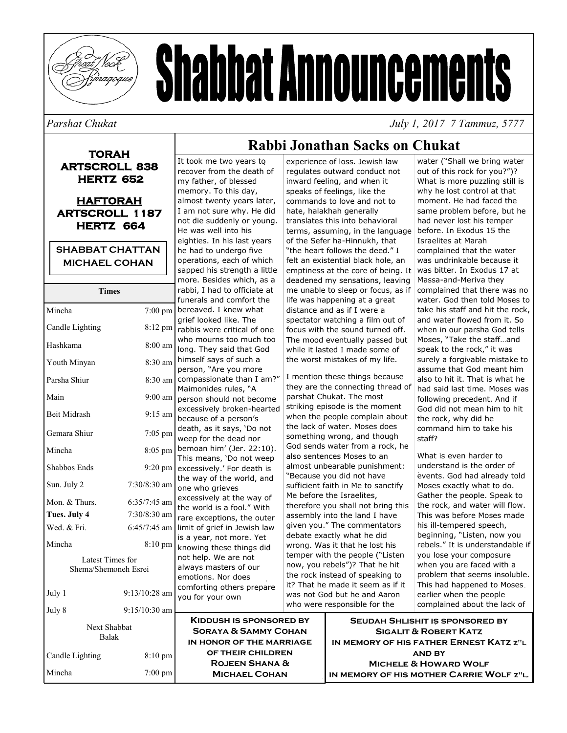# Shabbat Announcements

*Parshat Chukat* *July 1, 2017 7 Tammuz, 5777*

**TORAH**
**ARTSCROLL 838**
**HERTZ 652**

**HAFTORAH**
**ARTSCROLL 1187**
**HERTZ 664**

**SHABBAT CHATTAN**
**MICHAEL COHAN**

| Times | |
|---|---|
| Mincha | 7:00 pm |
| Candle Lighting | 8:12 pm |
| Hashkama | 8:00 am |
| Youth Minyan | 8:30 am |
| Parsha Shiur | 8:30 am |
| Main | 9:00 am |
| Beit Midrash | 9:15 am |
| Gemara Shiur | 7:05 pm |
| Mincha | 8:05 pm |
| Shabbos Ends | 9:20 pm |
| Sun. July 2 | 7:30/8:30 am |
| Mon. & Thurs. | 6:35/7:45 am |
| **Tues. July 4** | 7:30/8:30 am |
| Wed. & Fri. | 6:45/7:45 am |
| Mincha | 8:10 pm |
| Latest Times for Shema/Shemoneh Esrei | |
| July 1 | 9:13/10:28 am |
| July 8 | 9:15/10:30 am |
| Next Shabbat Balak | |
| Candle Lighting | 8:10 pm |
| Mincha | 7:00 pm |

## Rabbi Jonathan Sacks on Chukat

It took me two years to recover from the death of my father, of blessed memory. To this day, almost twenty years later, I am not sure why. He did not die suddenly or young. He was well into his eighties. In his last years he had to undergo five operations, each of which sapped his strength a little more. Besides which, as a rabbi, I had to officiate at funerals and comfort the bereaved. I knew what grief looked like. The rabbis were critical of one who mourns too much too long. They said that God himself says of such a person, "Are you more compassionate than I am?" Maimonides rules, "A person should not become excessively broken-hearted because of a person's death, as it says, 'Do not weep for the dead nor bemoan him' (Jer. 22:10). This means, 'Do not weep excessively.' For death is the way of the world, and one who grieves excessively at the way of the world is a fool." With rare exceptions, the outer limit of grief in Jewish law is a year, not more. Yet knowing these things did not help. We are not always masters of our emotions. Nor does comforting others prepare you for your own experience of loss. Jewish law regulates outward conduct not inward feeling, and when it speaks of feelings, like the commands to love and not to hate, halakhah generally translates this into behavioral terms, assuming, in the language of the Sefer ha-Hinnukh, that "the heart follows the deed." I felt an existential black hole, an emptiness at the core of being. It deadened my sensations, leaving me unable to sleep or focus, as if life was happening at a great distance and as if I were a spectator watching a film out of focus with the sound turned off. The mood eventually passed but while it lasted I made some of the worst mistakes of my life.

I mention these things because they are the connecting thread of parshat Chukat. The most striking episode is the moment when the people complain about the lack of water. Moses does something wrong, and though God sends water from a rock, he also sentences Moses to an almost unbearable punishment: "Because you did not have sufficient faith in Me to sanctify Me before the Israelites, therefore you shall not bring this assembly into the land I have given you." The commentators debate exactly what he did wrong. Was it that he lost his temper with the people ("Listen now, you rebels")? That he hit the rock instead of speaking to it? That he made it seem as if it was not God but he and Aaron who were responsible for the water ("Shall we bring water out of this rock for you?")? What is more puzzling still is why he lost control at that moment. He had faced the same problem before, but he had never lost his temper before. In Exodus 15 the Israelites at Marah complained that the water was undrinkable because it was bitter. In Exodus 17 at Massa-and-Meriva they complained that there was no water. God then told Moses to take his staff and hit the rock, and water flowed from it. So when in our parsha God tells Moses, "Take the staff…and speak to the rock," it was surely a forgivable mistake to assume that God meant him also to hit it. That is what he had said last time. Moses was following precedent. And if God did not mean him to hit the rock, why did he command him to take his staff?

What is even harder to understand is the order of events. God had already told Moses exactly what to do. Gather the people. Speak to the rock, and water will flow. This was before Moses made his ill-tempered speech, beginning, "Listen, now you rebels." It is understandable if you lose your composure when you are faced with a problem that seems insoluble. This had happened to Moses earlier when the people complained about the lack of

**KIDDUSH IS SPONSORED BY**
**SORAYA & SAMMY COHAN**
**IN HONOR OF THE MARRIAGE OF THEIR CHILDREN**
**ROJEEN SHANA & MICHAEL COHAN**

**SEUDAH SHLISHIT IS SPONSORED BY**
**SIGALIT & ROBERT KATZ**
**IN MEMORY OF HIS FATHER ERNEST KATZ Z"L**
**AND BY**
**MICHELE & HOWARD WOLF**
**IN MEMORY OF HIS MOTHER CARRIE WOLF Z"L.**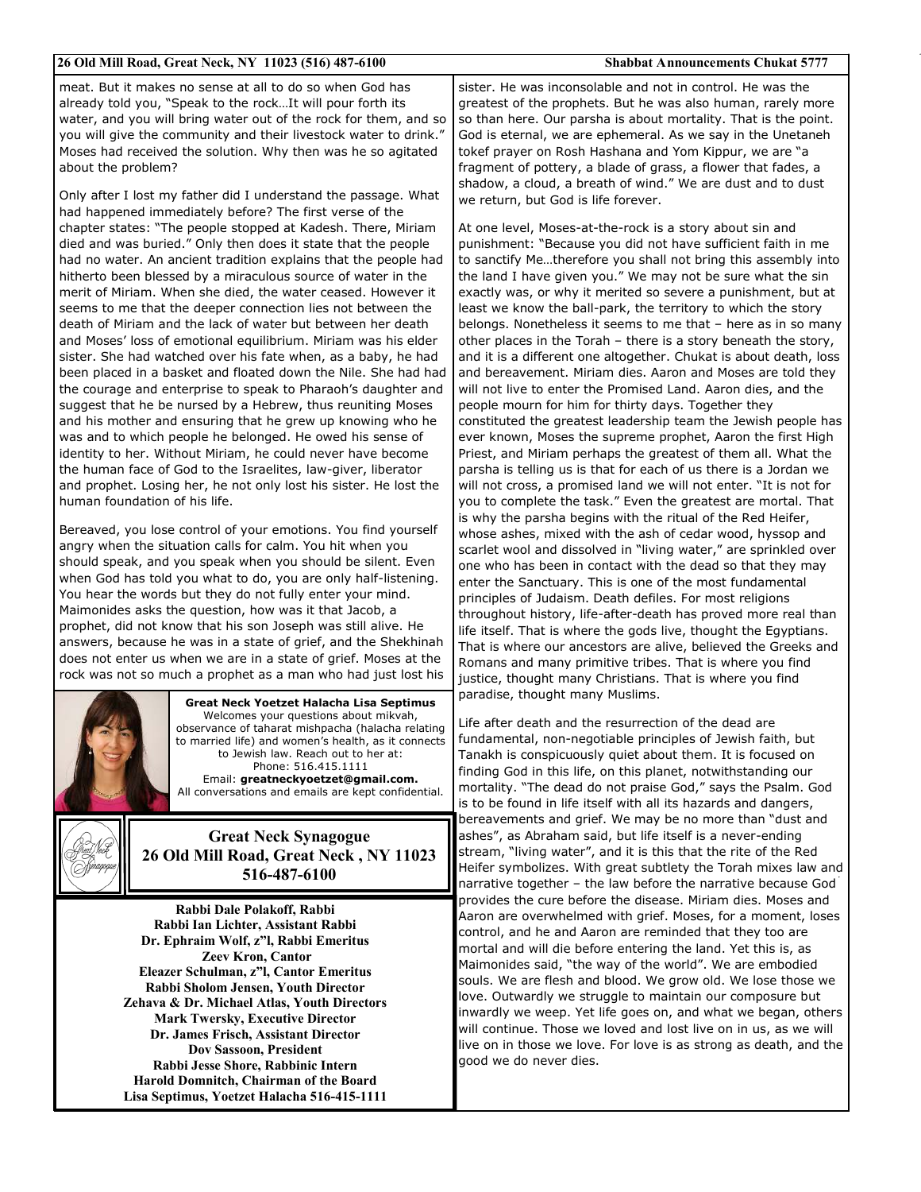meat. But it makes no sense at all to do so when God has already told you, "Speak to the rock…It will pour forth its water, and you will bring water out of the rock for them, and so you will give the community and their livestock water to drink." Moses had received the solution. Why then was he so agitated about the problem?

Only after I lost my father did I understand the passage. What had happened immediately before? The first verse of the chapter states: "The people stopped at Kadesh. There, Miriam died and was buried." Only then does it state that the people had no water. An ancient tradition explains that the people had hitherto been blessed by a miraculous source of water in the merit of Miriam. When she died, the water ceased. However it seems to me that the deeper connection lies not between the death of Miriam and the lack of water but between her death and Moses' loss of emotional equilibrium. Miriam was his elder sister. She had watched over his fate when, as a baby, he had been placed in a basket and floated down the Nile. She had had the courage and enterprise to speak to Pharaoh's daughter and suggest that he be nursed by a Hebrew, thus reuniting Moses and his mother and ensuring that he grew up knowing who he was and to which people he belonged. He owed his sense of identity to her. Without Miriam, he could never have become the human face of God to the Israelites, law-giver, liberator and prophet. Losing her, he not only lost his sister. He lost the human foundation of his life.

Bereaved, you lose control of your emotions. You find yourself angry when the situation calls for calm. You hit when you should speak, and you speak when you should be silent. Even when God has told you what to do, you are only half-listening. You hear the words but they do not fully enter your mind. Maimonides asks the question, how was it that Jacob, a prophet, did not know that his son Joseph was still alive. He answers, because he was in a state of grief, and the Shekhinah does not enter us when we are in a state of grief. Moses at the rock was not so much a prophet as a man who had just lost his sister. He was inconsolable and not in control. He was the greatest of the prophets. But he was also human, rarely more so than here. Our parsha is about mortality. That is the point. God is eternal, we are ephemeral. As we say in the Unetaneh tokef prayer on Rosh Hashana and Yom Kippur, we are "a fragment of pottery, a blade of grass, a flower that fades, a shadow, a cloud, a breath of wind." We are dust and to dust we return, but God is life forever.

At one level, Moses-at-the-rock is a story about sin and punishment: "Because you did not have sufficient faith in me to sanctify Me…therefore you shall not bring this assembly into the land I have given you." We may not be sure what the sin exactly was, or why it merited so severe a punishment, but at least we know the ball-park, the territory to which the story belongs. Nonetheless it seems to me that – here as in so many other places in the Torah – there is a story beneath the story, and it is a different one altogether. Chukat is about death, loss and bereavement. Miriam dies. Aaron and Moses are told they will not live to enter the Promised Land. Aaron dies, and the people mourn for him for thirty days. Together they constituted the greatest leadership team the Jewish people has ever known, Moses the supreme prophet, Aaron the first High Priest, and Miriam perhaps the greatest of them all. What the parsha is telling us is that for each of us there is a Jordan we will not cross, a promised land we will not enter. "It is not for you to complete the task." Even the greatest are mortal. That is why the parsha begins with the ritual of the Red Heifer, whose ashes, mixed with the ash of cedar wood, hyssop and scarlet wool and dissolved in "living water," are sprinkled over one who has been in contact with the dead so that they may enter the Sanctuary. This is one of the most fundamental principles of Judaism. Death defiles. For most religions throughout history, life-after-death has proved more real than life itself. That is where the gods live, thought the Egyptians. That is where our ancestors are alive, believed the Greeks and Romans and many primitive tribes. That is where you find justice, thought many Christians. That is where you find paradise, thought many Muslims.

Life after death and the resurrection of the dead are fundamental, non-negotiable principles of Jewish faith, but Tanakh is conspicuously quiet about them. It is focused on finding God in this life, on this planet, notwithstanding our mortality. "The dead do not praise God," says the Psalm. God is to be found in life itself with all its hazards and dangers, bereavements and grief. We may be no more than "dust and ashes", as Abraham said, but life itself is a never-ending stream, "living water", and it is this that the rite of the Red Heifer symbolizes. With great subtlety the Torah mixes law and narrative together – the law before the narrative because God provides the cure before the disease. Miriam dies. Moses and Aaron are overwhelmed with grief. Moses, for a moment, loses control, and he and Aaron are reminded that they too are mortal and will die before entering the land. Yet this is, as Maimonides said, "the way of the world". We are embodied souls. We are flesh and blood. We grow old. We lose those we love. Outwardly we struggle to maintain our composure but inwardly we weep. Yet life goes on, and what we began, others will continue. Those we loved and lost live on in us, as we will live on in those we love. For love is as strong as death, and the good we do never dies.

**Great Neck Yoetzet Halacha Lisa Septimus**
Welcomes your questions about mikvah, observance of taharat mishpacha (halacha relating to married life) and women's health, as it connects to Jewish law. Reach out to her at:
Phone: 516.415.1111
Email: **greatneckyoetzet@gmail.com.**
All conversations and emails are kept confidential.

**Great Neck Synagogue**
**26 Old Mill Road, Great Neck , NY 11023**
**516-487-6100**

**Rabbi Dale Polakoff, Rabbi**
**Rabbi Ian Lichter, Assistant Rabbi**
**Dr. Ephraim Wolf, z"l, Rabbi Emeritus**
**Zeev Kron, Cantor**
**Eleazer Schulman, z"l, Cantor Emeritus**
**Rabbi Sholom Jensen, Youth Director**
**Zehava & Dr. Michael Atlas, Youth Directors**
**Mark Twersky, Executive Director**
**Dr. James Frisch, Assistant Director**
**Dov Sassoon, President**
**Rabbi Jesse Shore, Rabbinic Intern**
**Harold Domnitch, Chairman of the Board**
**Lisa Septimus, Yoetzet Halacha 516-415-1111**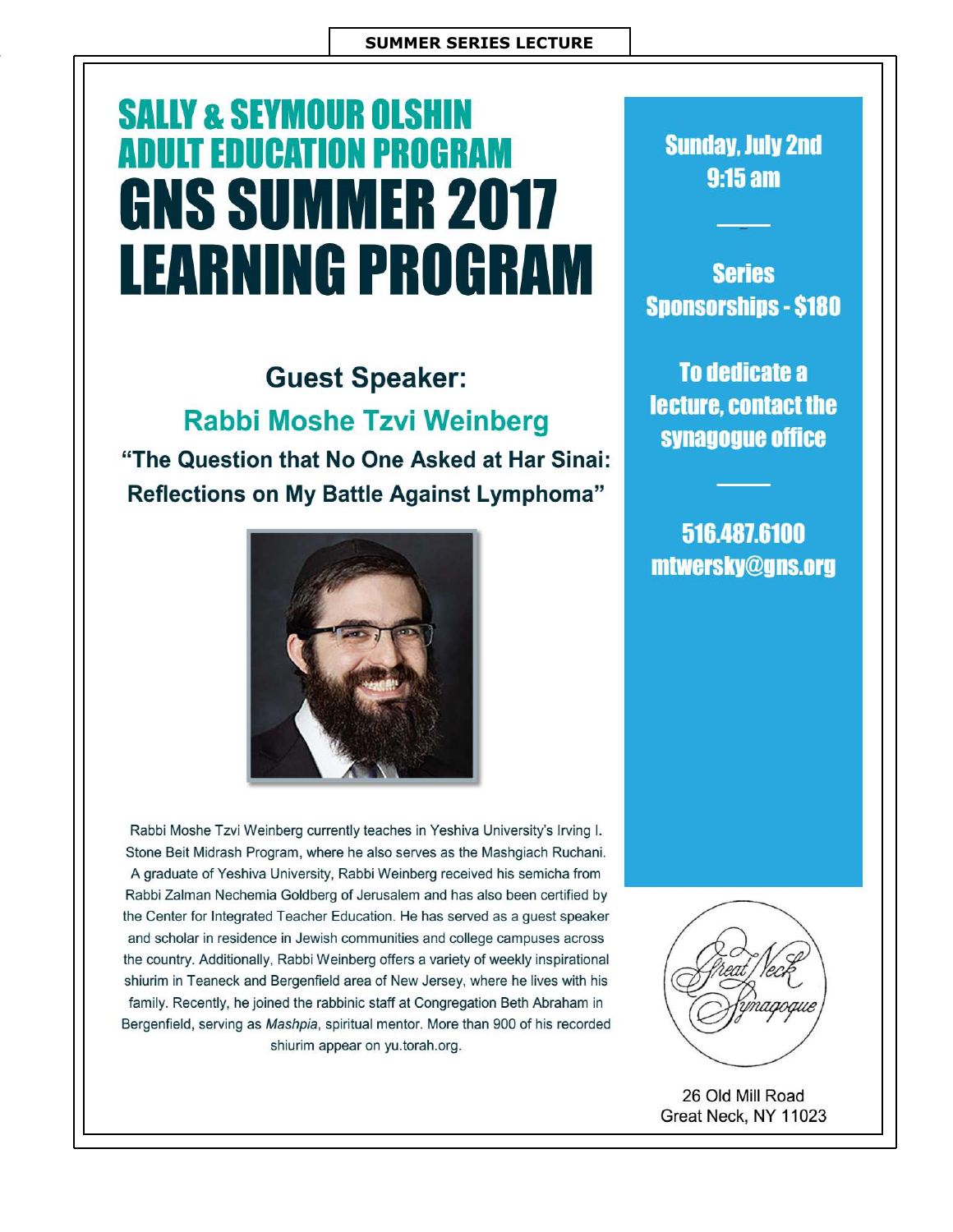**SUMMER SERIES LECTURE**

# SALLY & SEYMOUR OLSHIN ADULT EDUCATION PROGRAM

# GNS SUMMER 2017 LEARNING PROGRAM

## Guest Speaker:

## Rabbi Moshe Tzvi Weinberg

### "The Question that No One Asked at Har Sinai: Reflections on My Battle Against Lymphoma"

Rabbi Moshe Tzvi Weinberg currently teaches in Yeshiva University's Irving I. Stone Beit Midrash Program, where he also serves as the Mashgiach Ruchani. A graduate of Yeshiva University, Rabbi Weinberg received his semicha from Rabbi Zalman Nechemia Goldberg of Jerusalem and has also been certified by the Center for Integrated Teacher Education. He has served as a guest speaker and scholar in residence in Jewish communities and college campuses across the country. Additionally, Rabbi Weinberg offers a variety of weekly inspirational shiurim in Teaneck and Bergenfield area of New Jersey, where he lives with his family. Recently, he joined the rabbinic staff at Congregation Beth Abraham in Bergenfield, serving as *Mashpia*, spiritual mentor. More than 900 of his recorded shiurim appear on yu.torah.org.

**Sunday, July 2nd**
**9:15 am**

**Series Sponsorships - $180**

**To dedicate a lecture, contact the synagogue office**

**516.487.6100**
**mtwersky@gns.org**

Great Neck Synagogue

26 Old Mill Road
Great Neck, NY 11023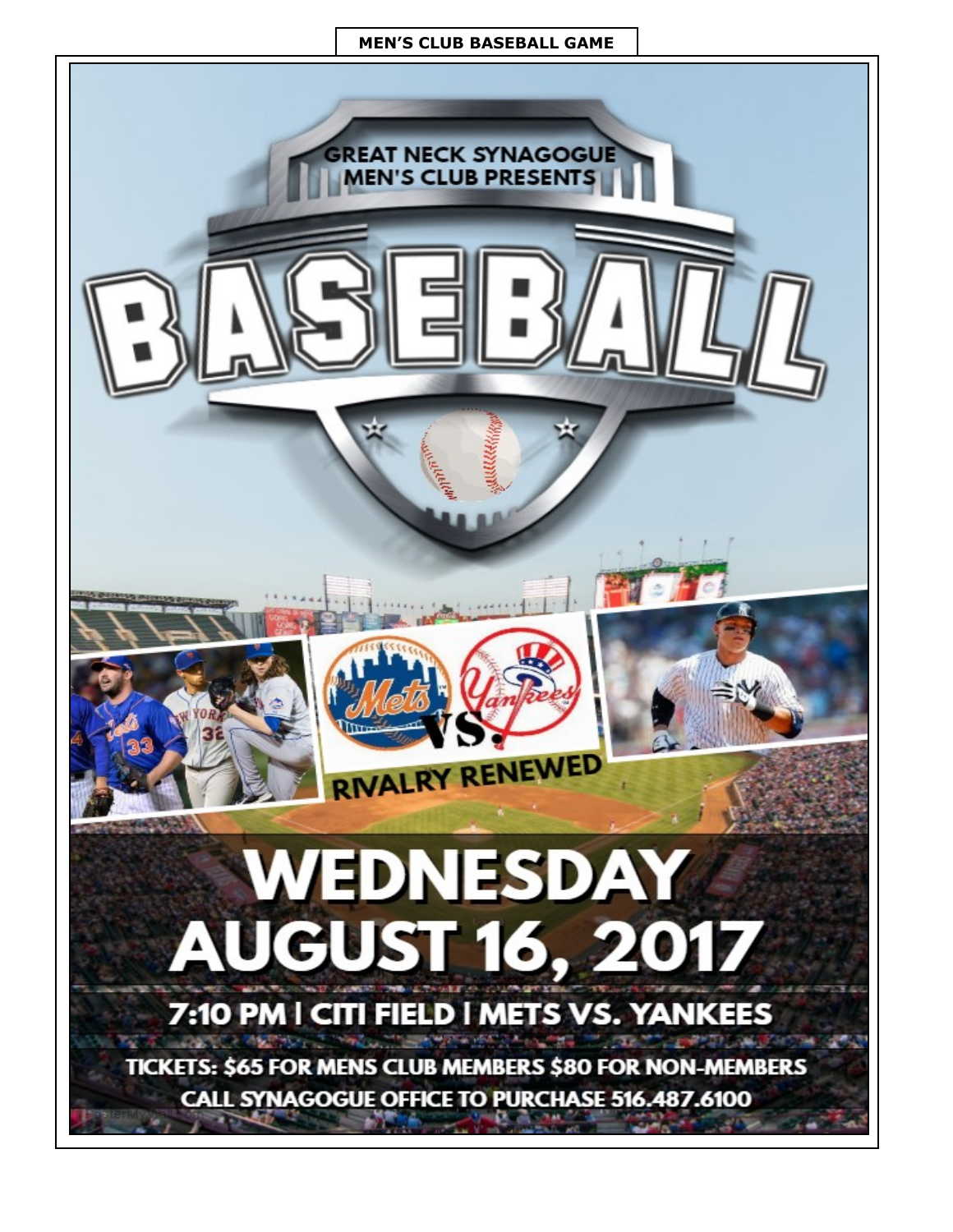**MEN'S CLUB BASEBALL GAME**

GREAT NECK SYNAGOGUE MEN'S CLUB PRESENTS

# BASEBALL

Mets VS. Yankees

RIVALRY RENEWED

# WEDNESDAY AUGUST 16, 2017

## 7:10 PM | CITI FIELD | METS VS. YANKEES

TICKETS: $65 FOR MENS CLUB MEMBERS $80 FOR NON-MEMBERS

CALL SYNAGOGUE OFFICE TO PURCHASE 516.487.6100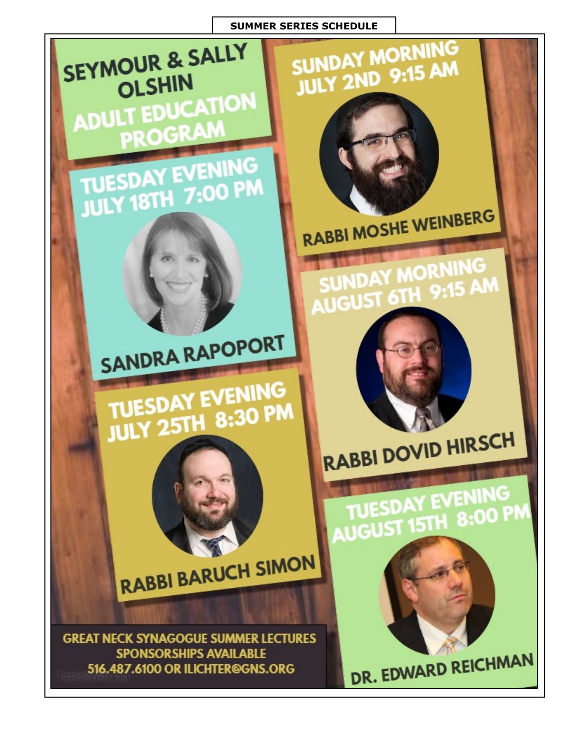## SUMMER SERIES SCHEDULE

# SEYMOUR & SALLY OLSHIN ADULT EDUCATION PROGRAM

**SUNDAY MORNING JULY 2ND 9:15 AM**
RABBI MOSHE WEINBERG

**TUESDAY EVENING JULY 18TH 7:00 PM**
SANDRA RAPOPORT

**SUNDAY MORNING AUGUST 6TH 9:15 AM**
RABBI DOVID HIRSCH

**TUESDAY EVENING JULY 25TH 8:30 PM**
RABBI BARUCH SIMON

**TUESDAY EVENING AUGUST 15TH 8:00 PM**
DR. EDWARD REICHMAN

GREAT NECK SYNAGOGUE SUMMER LECTURES
SPONSORSHIPS AVAILABLE
516.487.6100 OR ILICHTER@GNS.ORG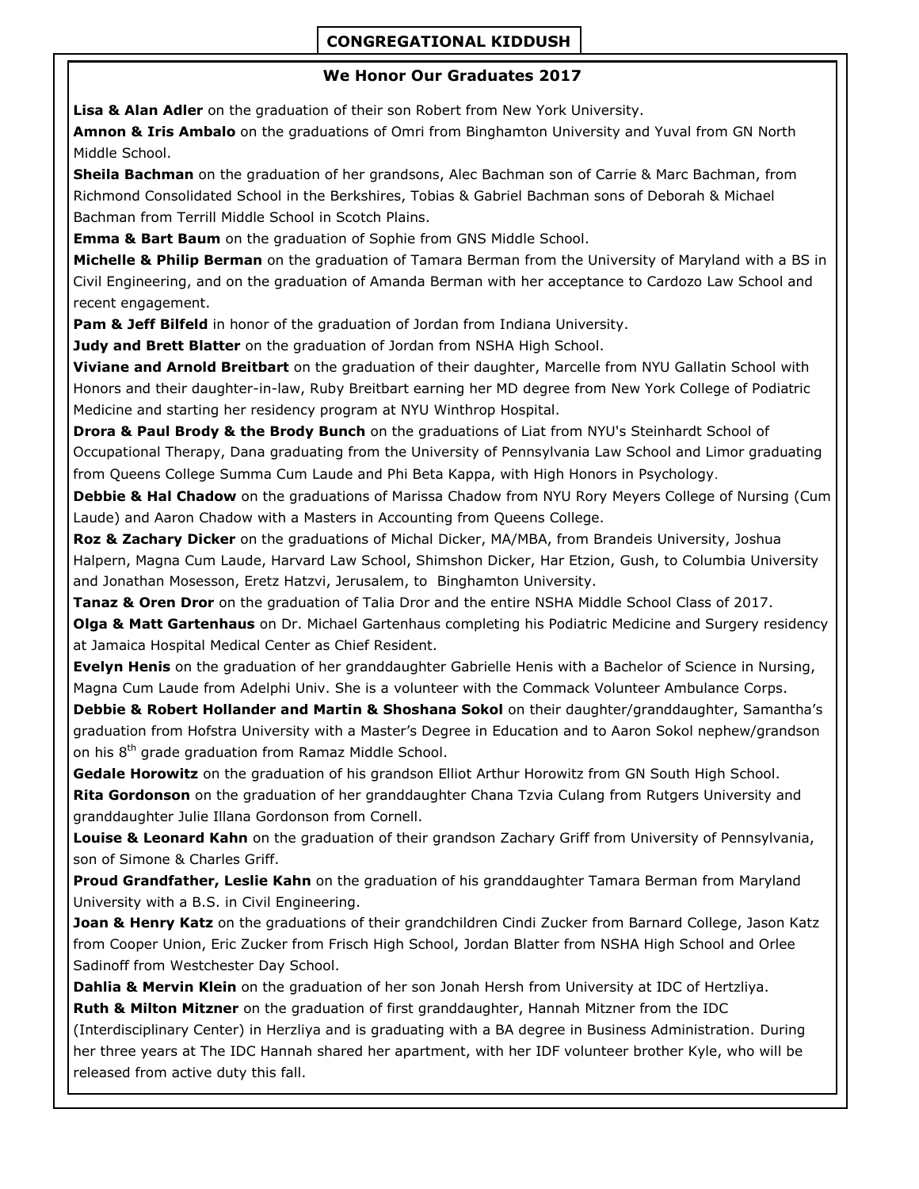## CONGREGATIONAL KIDDUSH

### We Honor Our Graduates 2017

**Lisa & Alan Adler** on the graduation of their son Robert from New York University.

**Amnon & Iris Ambalo** on the graduations of Omri from Binghamton University and Yuval from GN North Middle School.

**Sheila Bachman** on the graduation of her grandsons, Alec Bachman son of Carrie & Marc Bachman, from Richmond Consolidated School in the Berkshires, Tobias & Gabriel Bachman sons of Deborah & Michael Bachman from Terrill Middle School in Scotch Plains.

**Emma & Bart Baum** on the graduation of Sophie from GNS Middle School.

**Michelle & Philip Berman** on the graduation of Tamara Berman from the University of Maryland with a BS in Civil Engineering, and on the graduation of Amanda Berman with her acceptance to Cardozo Law School and recent engagement.

**Pam & Jeff Bilfeld** in honor of the graduation of Jordan from Indiana University.

**Judy and Brett Blatter** on the graduation of Jordan from NSHA High School.

**Viviane and Arnold Breitbart** on the graduation of their daughter, Marcelle from NYU Gallatin School with Honors and their daughter-in-law, Ruby Breitbart earning her MD degree from New York College of Podiatric Medicine and starting her residency program at NYU Winthrop Hospital.

**Drora & Paul Brody & the Brody Bunch** on the graduations of Liat from NYU's Steinhardt School of Occupational Therapy, Dana graduating from the University of Pennsylvania Law School and Limor graduating from Queens College Summa Cum Laude and Phi Beta Kappa, with High Honors in Psychology.

**Debbie & Hal Chadow** on the graduations of Marissa Chadow from NYU Rory Meyers College of Nursing (Cum Laude) and Aaron Chadow with a Masters in Accounting from Queens College.

**Roz & Zachary Dicker** on the graduations of Michal Dicker, MA/MBA, from Brandeis University, Joshua Halpern, Magna Cum Laude, Harvard Law School, Shimshon Dicker, Har Etzion, Gush, to Columbia University and Jonathan Mosesson, Eretz Hatzvi, Jerusalem, to Binghamton University.

**Tanaz & Oren Dror** on the graduation of Talia Dror and the entire NSHA Middle School Class of 2017.

**Olga & Matt Gartenhaus** on Dr. Michael Gartenhaus completing his Podiatric Medicine and Surgery residency at Jamaica Hospital Medical Center as Chief Resident.

**Evelyn Henis** on the graduation of her granddaughter Gabrielle Henis with a Bachelor of Science in Nursing, Magna Cum Laude from Adelphi Univ. She is a volunteer with the Commack Volunteer Ambulance Corps.

**Debbie & Robert Hollander and Martin & Shoshana Sokol** on their daughter/granddaughter, Samantha's graduation from Hofstra University with a Master's Degree in Education and to Aaron Sokol nephew/grandson on his 8th grade graduation from Ramaz Middle School.

**Gedale Horowitz** on the graduation of his grandson Elliot Arthur Horowitz from GN South High School.

**Rita Gordonson** on the graduation of her granddaughter Chana Tzvia Culang from Rutgers University and granddaughter Julie Illana Gordonson from Cornell.

**Louise & Leonard Kahn** on the graduation of their grandson Zachary Griff from University of Pennsylvania, son of Simone & Charles Griff.

**Proud Grandfather, Leslie Kahn** on the graduation of his granddaughter Tamara Berman from Maryland University with a B.S. in Civil Engineering.

**Joan & Henry Katz** on the graduations of their grandchildren Cindi Zucker from Barnard College, Jason Katz from Cooper Union, Eric Zucker from Frisch High School, Jordan Blatter from NSHA High School and Orlee Sadinoff from Westchester Day School.

**Dahlia & Mervin Klein** on the graduation of her son Jonah Hersh from University at IDC of Hertzliya.

**Ruth & Milton Mitzner** on the graduation of first granddaughter, Hannah Mitzner from the IDC (Interdisciplinary Center) in Herzliya and is graduating with a BA degree in Business Administration. During her three years at The IDC Hannah shared her apartment, with her IDF volunteer brother Kyle, who will be released from active duty this fall.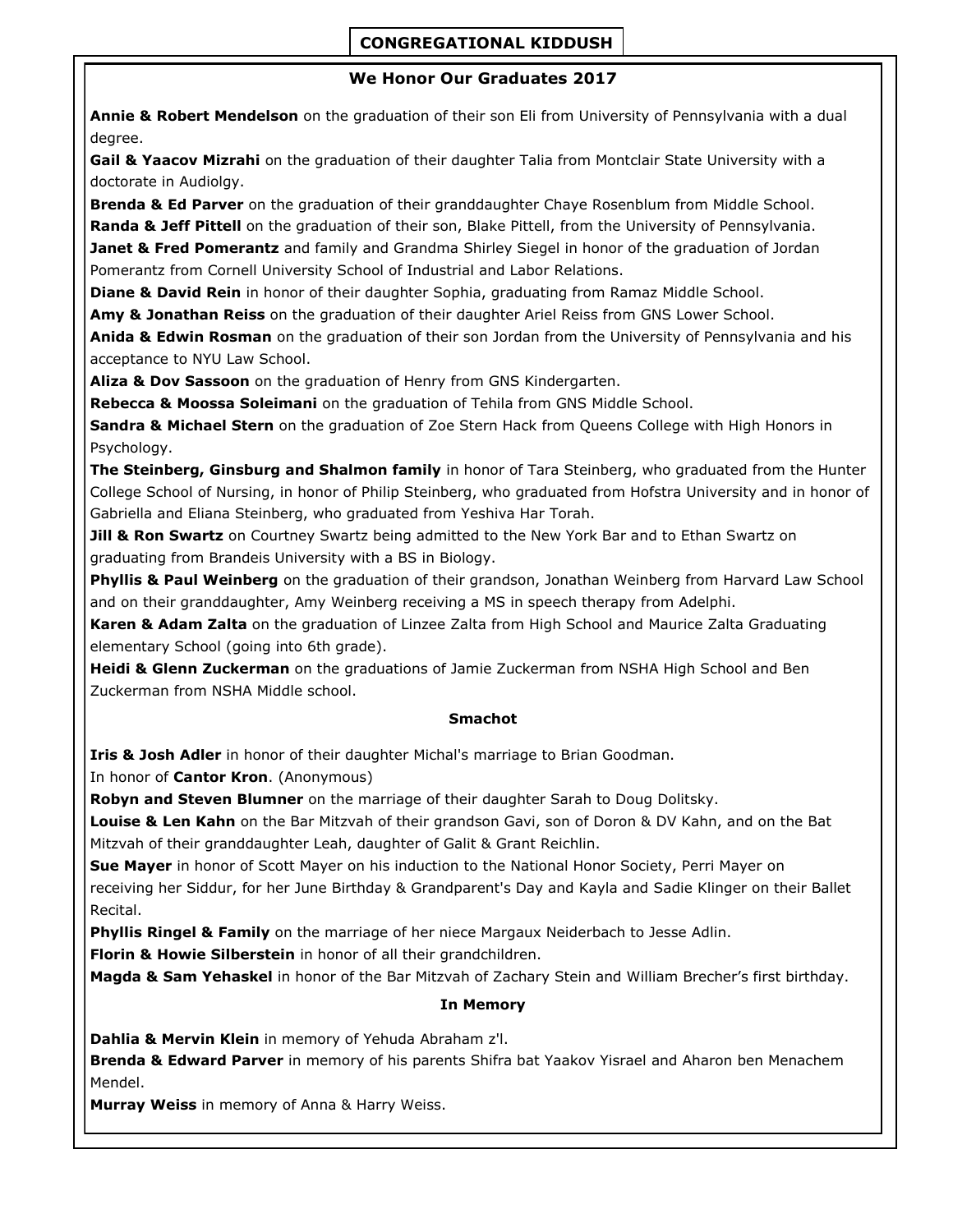# CONGREGATIONAL KIDDUSH

## We Honor Our Graduates 2017

**Annie & Robert Mendelson** on the graduation of their son Eli from University of Pennsylvania with a dual degree.

**Gail & Yaacov Mizrahi** on the graduation of their daughter Talia from Montclair State University with a doctorate in Audiolgy.

**Brenda & Ed Parver** on the graduation of their granddaughter Chaye Rosenblum from Middle School.

**Randa & Jeff Pittell** on the graduation of their son, Blake Pittell, from the University of Pennsylvania.

**Janet & Fred Pomerantz** and family and Grandma Shirley Siegel in honor of the graduation of Jordan Pomerantz from Cornell University School of Industrial and Labor Relations.

**Diane & David Rein** in honor of their daughter Sophia, graduating from Ramaz Middle School.

**Amy & Jonathan Reiss** on the graduation of their daughter Ariel Reiss from GNS Lower School.

**Anida & Edwin Rosman** on the graduation of their son Jordan from the University of Pennsylvania and his acceptance to NYU Law School.

**Aliza & Dov Sassoon** on the graduation of Henry from GNS Kindergarten.

**Rebecca & Moossa Soleimani** on the graduation of Tehila from GNS Middle School.

**Sandra & Michael Stern** on the graduation of Zoe Stern Hack from Queens College with High Honors in Psychology.

**The Steinberg, Ginsburg and Shalmon family** in honor of Tara Steinberg, who graduated from the Hunter College School of Nursing, in honor of Philip Steinberg, who graduated from Hofstra University and in honor of Gabriella and Eliana Steinberg, who graduated from Yeshiva Har Torah.

**Jill & Ron Swartz** on Courtney Swartz being admitted to the New York Bar and to Ethan Swartz on graduating from Brandeis University with a BS in Biology.

**Phyllis & Paul Weinberg** on the graduation of their grandson, Jonathan Weinberg from Harvard Law School and on their granddaughter, Amy Weinberg receiving a MS in speech therapy from Adelphi.

**Karen & Adam Zalta** on the graduation of Linzee Zalta from High School and Maurice Zalta Graduating elementary School (going into 6th grade).

**Heidi & Glenn Zuckerman** on the graduations of Jamie Zuckerman from NSHA High School and Ben Zuckerman from NSHA Middle school.

## Smachot

**Iris & Josh Adler** in honor of their daughter Michal's marriage to Brian Goodman.

In honor of **Cantor Kron**. (Anonymous)

**Robyn and Steven Blumner** on the marriage of their daughter Sarah to Doug Dolitsky.

**Louise & Len Kahn** on the Bar Mitzvah of their grandson Gavi, son of Doron & DV Kahn, and on the Bat Mitzvah of their granddaughter Leah, daughter of Galit & Grant Reichlin.

**Sue Mayer** in honor of Scott Mayer on his induction to the National Honor Society, Perri Mayer on receiving her Siddur, for her June Birthday & Grandparent's Day and Kayla and Sadie Klinger on their Ballet Recital.

**Phyllis Ringel & Family** on the marriage of her niece Margaux Neiderbach to Jesse Adlin.

**Florin & Howie Silberstein** in honor of all their grandchildren.

**Magda & Sam Yehaskel** in honor of the Bar Mitzvah of Zachary Stein and William Brecher's first birthday.

## In Memory

**Dahlia & Mervin Klein** in memory of Yehuda Abraham z'l.

**Brenda & Edward Parver** in memory of his parents Shifra bat Yaakov Yisrael and Aharon ben Menachem Mendel.

**Murray Weiss** in memory of Anna & Harry Weiss.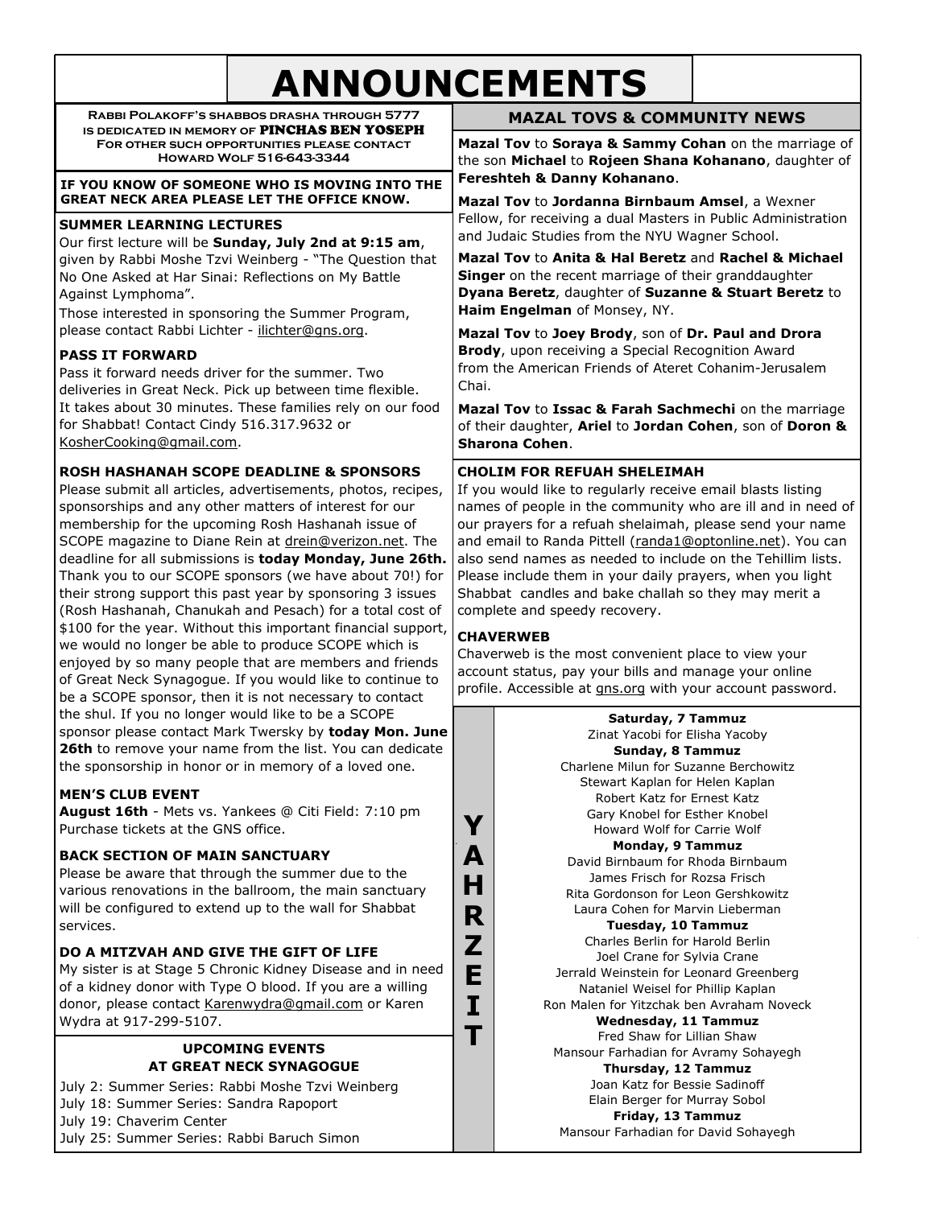# ANNOUNCEMENTS

**Rabbi Polakoff's shabbos drasha through 5777 is dedicated in memory of PINCHAS BEN YOSEPH**
**For other such opportunities please contact Howard Wolf 516-643-3344**

**IF YOU KNOW OF SOMEONE WHO IS MOVING INTO THE GREAT NECK AREA PLEASE LET THE OFFICE KNOW.**

### SUMMER LEARNING LECTURES

Our first lecture will be **Sunday, July 2nd at 9:15 am**, given by Rabbi Moshe Tzvi Weinberg - "The Question that No One Asked at Har Sinai: Reflections on My Battle Against Lymphoma".

Those interested in sponsoring the Summer Program, please contact Rabbi Lichter - ilichter@gns.org.

### PASS IT FORWARD

Pass it forward needs driver for the summer. Two deliveries in Great Neck. Pick up between time flexible. It takes about 30 minutes. These families rely on our food for Shabbat! Contact Cindy 516.317.9632 or KosherCooking@gmail.com.

### ROSH HASHANAH SCOPE DEADLINE & SPONSORS

Please submit all articles, advertisements, photos, recipes, sponsorships and any other matters of interest for our membership for the upcoming Rosh Hashanah issue of SCOPE magazine to Diane Rein at drein@verizon.net. The deadline for all submissions is **today Monday, June 26th.** Thank you to our SCOPE sponsors (we have about 70!) for their strong support this past year by sponsoring 3 issues (Rosh Hashanah, Chanukah and Pesach) for a total cost of $100 for the year. Without this important financial support, we would no longer be able to produce SCOPE which is enjoyed by so many people that are members and friends of Great Neck Synagogue. If you would like to continue to be a SCOPE sponsor, then it is not necessary to contact the shul. If you no longer would like to be a SCOPE sponsor please contact Mark Twersky by **today Mon. June 26th** to remove your name from the list. You can dedicate the sponsorship in honor or in memory of a loved one.

### MEN'S CLUB EVENT

**August 16th** - Mets vs. Yankees @ Citi Field: 7:10 pm
Purchase tickets at the GNS office.

### BACK SECTION OF MAIN SANCTUARY

Please be aware that through the summer due to the various renovations in the ballroom, the main sanctuary will be configured to extend up to the wall for Shabbat services.

### DO A MITZVAH AND GIVE THE GIFT OF LIFE

My sister is at Stage 5 Chronic Kidney Disease and in need of a kidney donor with Type O blood. If you are a willing donor, please contact Karenwydra@gmail.com or Karen Wydra at 917-299-5107.

### UPCOMING EVENTS AT GREAT NECK SYNAGOGUE

July 2: Summer Series: Rabbi Moshe Tzvi Weinberg
July 18: Summer Series: Sandra Rapoport
July 19: Chaverim Center
July 25: Summer Series: Rabbi Baruch Simon

## MAZAL TOVS & COMMUNITY NEWS

**Mazal Tov** to **Soraya & Sammy Cohan** on the marriage of the son **Michael** to **Rojeen Shana Kohanano**, daughter of **Fereshteh & Danny Kohanano**.

**Mazal Tov** to **Jordanna Birnbaum Amsel**, a Wexner Fellow, for receiving a dual Masters in Public Administration and Judaic Studies from the NYU Wagner School.

**Mazal Tov** to **Anita & Hal Beretz** and **Rachel & Michael Singer** on the recent marriage of their granddaughter **Dyana Beretz**, daughter of **Suzanne & Stuart Beretz** to **Haim Engelman** of Monsey, NY.

**Mazal Tov** to **Joey Brody**, son of **Dr. Paul and Drora Brody**, upon receiving a Special Recognition Award from the American Friends of Ateret Cohanim-Jerusalem Chai.

**Mazal Tov** to **Issac & Farah Sachmechi** on the marriage of their daughter, **Ariel** to **Jordan Cohen**, son of **Doron & Sharona Cohen**.

### CHOLIM FOR REFUAH SHELEIMAH

If you would like to regularly receive email blasts listing names of people in the community who are ill and in need of our prayers for a refuah shelaimah, please send your name and email to Randa Pittell (randa1@optonline.net). You can also send names as needed to include on the Tehillim lists. Please include them in your daily prayers, when you light Shabbat candles and bake challah so they may merit a complete and speedy recovery.

### CHAVERWEB

Chaverweb is the most convenient place to view your account status, pay your bills and manage your online profile. Accessible at gns.org with your account password.

## YAHRZEIT

**Saturday, 7 Tammuz**
Zinat Yacobi for Elisha Yacoby

**Sunday, 8 Tammuz**
Charlene Milun for Suzanne Berchowitz
Stewart Kaplan for Helen Kaplan
Robert Katz for Ernest Katz
Gary Knobel for Esther Knobel
Howard Wolf for Carrie Wolf

**Monday, 9 Tammuz**
David Birnbaum for Rhoda Birnbaum
James Frisch for Rozsa Frisch
Rita Gordonson for Leon Gershkowitz
Laura Cohen for Marvin Lieberman

**Tuesday, 10 Tammuz**
Charles Berlin for Harold Berlin
Joel Crane for Sylvia Crane
Jerrald Weinstein for Leonard Greenberg
Nataniel Weisel for Phillip Kaplan
Ron Malen for Yitzchak ben Avraham Noveck

**Wednesday, 11 Tammuz**
Fred Shaw for Lillian Shaw
Mansour Farhadian for Avramy Sohayegh

**Thursday, 12 Tammuz**
Joan Katz for Bessie Sadinoff
Elain Berger for Murray Sobol

**Friday, 13 Tammuz**
Mansour Farhadian for David Sohayegh